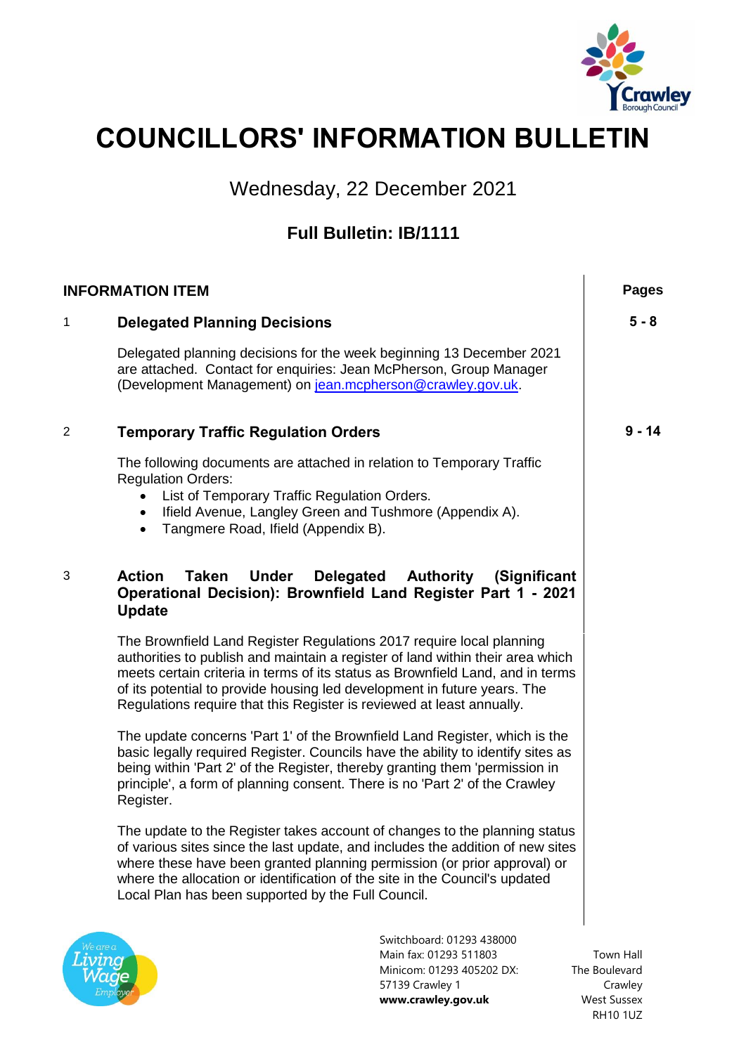# COUNCILLORS' INFORMATION BULLETIN

Wednesday, 22 December 2021

## Full Bulletin: IB/1111

| INFORMATION ITEM | | Pages |
|---|---|---|
| 1 | **Delegated Planning Decisions**<br><br>Delegated planning decisions for the week beginning 13 December 2021 are attached. Contact for enquiries: Jean McPherson, Group Manager (Development Management) on jean.mcpherson@crawley.gov.uk. | 5 - 8 |
| 2 | **Temporary Traffic Regulation Orders**<br><br>The following documents are attached in relation to Temporary Traffic Regulation Orders:<br>• List of Temporary Traffic Regulation Orders.<br>• Ifield Avenue, Langley Green and Tushmore (Appendix A).<br>• Tangmere Road, Ifield (Appendix B). | 9 - 14 |
| 3 | **Action Taken Under Delegated Authority (Significant Operational Decision): Brownfield Land Register Part 1 - 2021 Update**<br><br>The Brownfield Land Register Regulations 2017 require local planning authorities to publish and maintain a register of land within their area which meets certain criteria in terms of its status as Brownfield Land, and in terms of its potential to provide housing led development in future years. The Regulations require that this Register is reviewed at least annually.<br><br>The update concerns 'Part 1' of the Brownfield Land Register, which is the basic legally required Register. Councils have the ability to identify sites as being within 'Part 2' of the Register, thereby granting them 'permission in principle', a form of planning consent. There is no 'Part 2' of the Crawley Register.<br><br>The update to the Register takes account of changes to the planning status of various sites since the last update, and includes the addition of new sites where these have been granted planning permission (or prior approval) or where the allocation or identification of the site in the Council's updated Local Plan has been supported by the Full Council. | |

Switchboard: 01293 438000
Main fax: 01293 511803
Minicom: 01293 405202 DX: 57139 Crawley 1
**www.crawley.gov.uk**

Town Hall
The Boulevard
Crawley
West Sussex
RH10 1UZ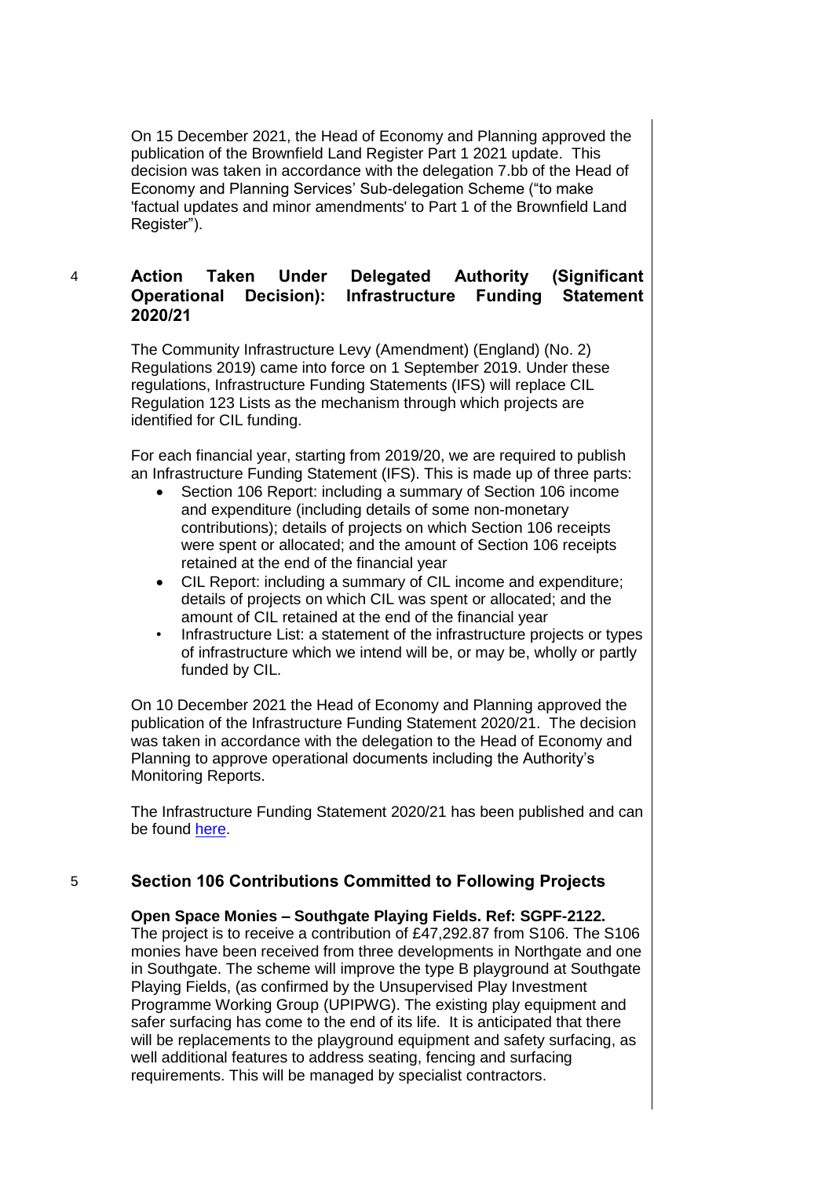On 15 December 2021, the Head of Economy and Planning approved the publication of the Brownfield Land Register Part 1 2021 update. This decision was taken in accordance with the delegation 7.bb of the Head of Economy and Planning Services' Sub-delegation Scheme ("to make 'factual updates and minor amendments' to Part 1 of the Brownfield Land Register").

## 4 Action Taken Under Delegated Authority (Significant Operational Decision): Infrastructure Funding Statement 2020/21

The Community Infrastructure Levy (Amendment) (England) (No. 2) Regulations 2019) came into force on 1 September 2019. Under these regulations, Infrastructure Funding Statements (IFS) will replace CIL Regulation 123 Lists as the mechanism through which projects are identified for CIL funding.

For each financial year, starting from 2019/20, we are required to publish an Infrastructure Funding Statement (IFS). This is made up of three parts:

- Section 106 Report: including a summary of Section 106 income and expenditure (including details of some non-monetary contributions); details of projects on which Section 106 receipts were spent or allocated; and the amount of Section 106 receipts retained at the end of the financial year
- CIL Report: including a summary of CIL income and expenditure; details of projects on which CIL was spent or allocated; and the amount of CIL retained at the end of the financial year
- Infrastructure List: a statement of the infrastructure projects or types of infrastructure which we intend will be, or may be, wholly or partly funded by CIL.

On 10 December 2021 the Head of Economy and Planning approved the publication of the Infrastructure Funding Statement 2020/21. The decision was taken in accordance with the delegation to the Head of Economy and Planning to approve operational documents including the Authority's Monitoring Reports.

The Infrastructure Funding Statement 2020/21 has been published and can be found here.

## 5 Section 106 Contributions Committed to Following Projects

**Open Space Monies – Southgate Playing Fields. Ref: SGPF-2122.**
The project is to receive a contribution of £47,292.87 from S106. The S106 monies have been received from three developments in Northgate and one in Southgate. The scheme will improve the type B playground at Southgate Playing Fields, (as confirmed by the Unsupervised Play Investment Programme Working Group (UPIPWG). The existing play equipment and safer surfacing has come to the end of its life. It is anticipated that there will be replacements to the playground equipment and safety surfacing, as well additional features to address seating, fencing and surfacing requirements. This will be managed by specialist contractors.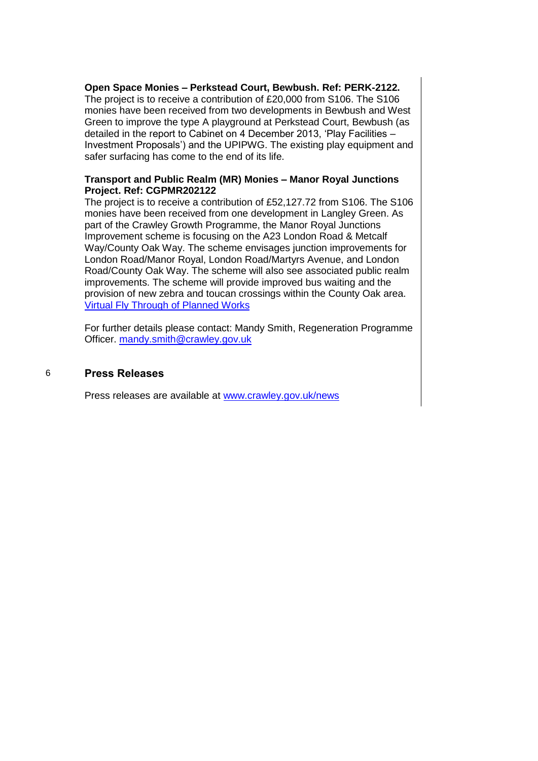**Open Space Monies – Perkstead Court, Bewbush. Ref: PERK-2122.**
The project is to receive a contribution of £20,000 from S106. The S106 monies have been received from two developments in Bewbush and West Green to improve the type A playground at Perkstead Court, Bewbush (as detailed in the report to Cabinet on 4 December 2013, 'Play Facilities – Investment Proposals') and the UPIPWG. The existing play equipment and safer surfacing has come to the end of its life.

**Transport and Public Realm (MR) Monies – Manor Royal Junctions Project. Ref: CGPMR202122**
The project is to receive a contribution of £52,127.72 from S106. The S106 monies have been received from one development in Langley Green. As part of the Crawley Growth Programme, the Manor Royal Junctions Improvement scheme is focusing on the A23 London Road & Metcalf Way/County Oak Way. The scheme envisages junction improvements for London Road/Manor Royal, London Road/Martyrs Avenue, and London Road/County Oak Way. The scheme will also see associated public realm improvements. The scheme will provide improved bus waiting and the provision of new zebra and toucan crossings within the County Oak area.
Virtual Fly Through of Planned Works

For further details please contact: Mandy Smith, Regeneration Programme Officer. mandy.smith@crawley.gov.uk

## 6 Press Releases

Press releases are available at www.crawley.gov.uk/news